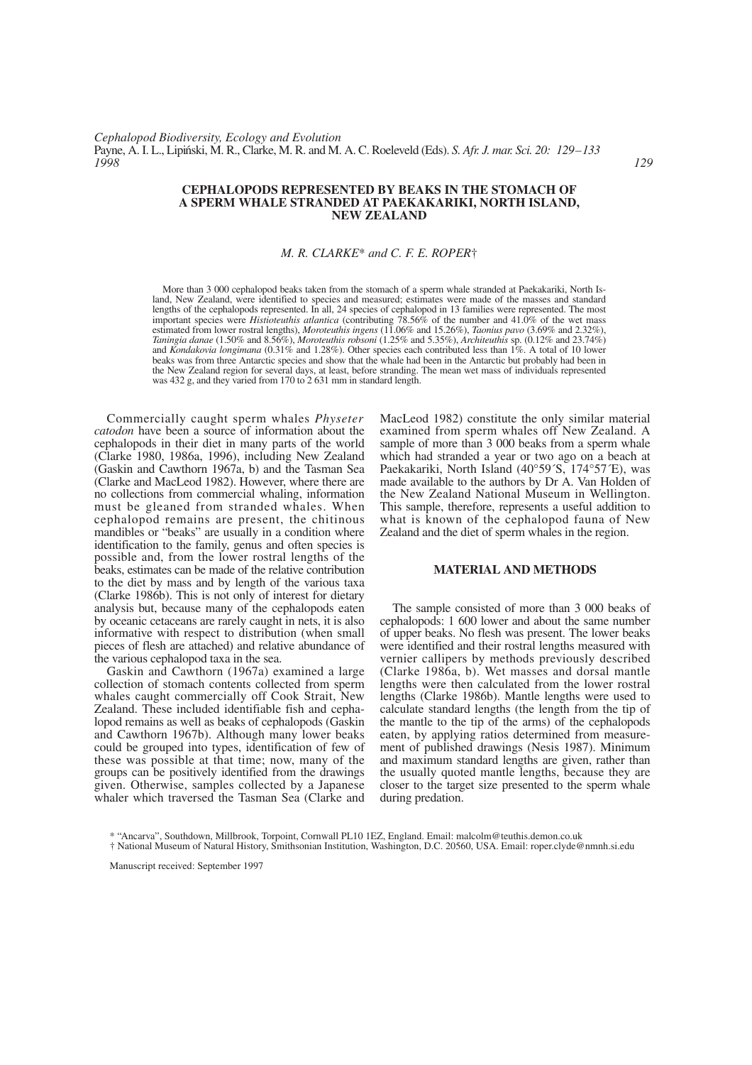# CEPHALOPODS REPRESENTED BY BEAKS IN THE STOMACH OF A SPERM WHALE STRANDED AT PAEKAKARIKI, NORTH ISLAND, NEW ZEALAND

*M. R. CLARKE\* and C. F. E. ROPER†*

More than 3 000 cephalopod beaks taken from the stomach of a sperm whale stranded at Paekakariki, North Island, New Zealand, were identified to species and measured; estimates were made of the masses and standard lengths of the cephalopods represented. In all, 24 species of cephalopod in 13 families were represented. The most important species were *Histioteuthis atlantica* (contributing 78.56% of the number and 41.0% of the wet mass estimated from lower rostral lengths), *Moroteuthis ingens* (11.06% and 15.26%), *Taonius pavo* (3.69% and 2.32%), *Taningia danae* (1.50% and 8.56%), *Moroteuthis robsoni* (1.25% and 5.35%), *Architeuthis* sp. (0.12% and 23.74%) and *Kondakovia longimana* (0.31% and 1.28%). Other species each contributed less than 1%. A total of 10 lower beaks was from three Antarctic species and show that the whale had been in the Antarctic but probably had been in the New Zealand region for several days, at least, before stranding. The mean wet mass of individuals represented was 432 g, and they varied from 170 to 2 631 mm in standard length.

Commercially caught sperm whales *Physeter catodon* have been a source of information about the cephalopods in their diet in many parts of the world (Clarke 1980, 1986a, 1996), including New Zealand (Gaskin and Cawthorn 1967a, b) and the Tasman Sea (Clarke and MacLeod 1982). However, where there are no collections from commercial whaling, information must be gleaned from stranded whales. When cephalopod remains are present, the chitinous mandibles or "beaks" are usually in a condition where identification to the family, genus and often species is possible and, from the lower rostral lengths of the beaks, estimates can be made of the relative contribution to the diet by mass and by length of the various taxa (Clarke 1986b). This is not only of interest for dietary analysis but, because many of the cephalopods eaten by oceanic cetaceans are rarely caught in nets, it is also informative with respect to distribution (when small pieces of flesh are attached) and relative abundance of the various cephalopod taxa in the sea.

Gaskin and Cawthorn (1967a) examined a large collection of stomach contents collected from sperm whales caught commercially off Cook Strait, New Zealand. These included identifiable fish and cephalopod remains as well as beaks of cephalopods (Gaskin and Cawthorn 1967b). Although many lower beaks could be grouped into types, identification of few of these was possible at that time; now, many of the groups can be positively identified from the drawings given. Otherwise, samples collected by a Japanese whaler which traversed the Tasman Sea (Clarke and MacLeod 1982) constitute the only similar material examined from sperm whales off New Zealand. A sample of more than 3 000 beaks from a sperm whale which had stranded a year or two ago on a beach at Paekakariki, North Island (40°59´S, 174°57´E), was made available to the authors by Dr A. Van Holden of the New Zealand National Museum in Wellington. This sample, therefore, represents a useful addition to what is known of the cephalopod fauna of New Zealand and the diet of sperm whales in the region.

## MATERIAL AND METHODS

The sample consisted of more than 3 000 beaks of cephalopods: 1 600 lower and about the same number of upper beaks. No flesh was present. The lower beaks were identified and their rostral lengths measured with vernier callipers by methods previously described (Clarke 1986a, b). Wet masses and dorsal mantle lengths were then calculated from the lower rostral lengths (Clarke 1986b). Mantle lengths were used to calculate standard lengths (the length from the tip of the mantle to the tip of the arms) of the cephalopods eaten, by applying ratios determined from measurement of published drawings (Nesis 1987). Minimum and maximum standard lengths are given, rather than the usually quoted mantle lengths, because they are closer to the target size presented to the sperm whale during predation.

\* "Ancarva", Southdown, Millbrook, Torpoint, Cornwall PL10 1EZ, England. Email: malcolm@teuthis.demon.co.uk
† National Museum of Natural History, Smithsonian Institution, Washington, D.C. 20560, USA. Email: roper.clyde@nmnh.si.edu

Manuscript received: September 1997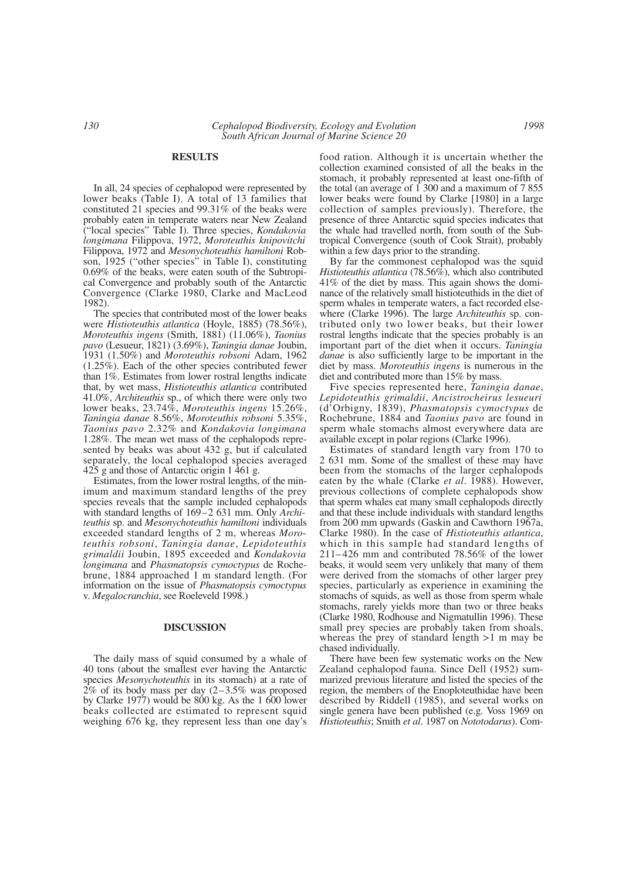## RESULTS

In all, 24 species of cephalopod were represented by lower beaks (Table I). A total of 13 families that constituted 21 species and 99.31% of the beaks were probably eaten in temperate waters near New Zealand ("local species" Table I). Three species, *Kondakovia longimana* Filippova, 1972, *Moroteuthis knipovitchi* Filippova, 1972 and *Mesonychoteuthis hamiltoni* Robson, 1925 ("other species" in Table I), constituting 0.69% of the beaks, were eaten south of the Subtropical Convergence and probably south of the Antarctic Convergence (Clarke 1980, Clarke and MacLeod 1982).

The species that contributed most of the lower beaks were *Histioteuthis atlantica* (Hoyle, 1885) (78.56%), *Moroteuthis ingens* (Smith, 1881) (11.06%), *Taonius pavo* (Lesueur, 1821) (3.69%), *Taningia danae* Joubin, 1931 (1.50%) and *Moroteuthis robsoni* Adam, 1962 (1.25%). Each of the other species contributed fewer than 1%. Estimates from lower rostral lengths indicate that, by wet mass, *Histioteuthis atlantica* contributed 41.0%, *Architeuthis* sp., of which there were only two lower beaks, 23.74%, *Moroteuthis ingens* 15.26%, *Taningia danae* 8.56%, *Moroteuthis robsoni* 5.35%, *Taonius pavo* 2.32% and *Kondakovia longimana* 1.28%. The mean wet mass of the cephalopods represented by beaks was about 432 g, but if calculated separately, the local cephalopod species averaged 425 g and those of Antarctic origin 1 461 g.

Estimates, from the lower rostral lengths, of the minimum and maximum standard lengths of the prey species reveals that the sample included cephalopods with standard lengths of 169–2 631 mm. Only *Architeuthis* sp. and *Mesonychoteuthis hamiltoni* individuals exceeded standard lengths of 2 m, whereas *Moroteuthis robsoni*, *Taningia danae*, *Lepidoteuthis grimaldii* Joubin, 1895 exceeded and *Kondakovia longimana* and *Phasmatopsis cymoctypus* de Rochebrune, 1884 approached 1 m standard length. (For information on the issue of *Phasmatopsis cymoctypus* v. *Megalocranchia*, see Roeleveld 1998.)

## DISCUSSION

The daily mass of squid consumed by a whale of 40 tons (about the smallest ever having the Antarctic species *Mesonychoteuthis* in its stomach) at a rate of 2% of its body mass per day (2–3.5% was proposed by Clarke 1977) would be 800 kg. As the 1 600 lower beaks collected are estimated to represent squid weighing 676 kg, they represent less than one day's food ration. Although it is uncertain whether the collection examined consisted of all the beaks in the stomach, it probably represented at least one-fifth of the total (an average of 1 300 and a maximum of 7 855 lower beaks were found by Clarke [1980] in a large collection of samples previously). Therefore, the presence of three Antarctic squid species indicates that the whale had travelled north, from south of the Subtropical Convergence (south of Cook Strait), probably within a few days prior to the stranding.

By far the commonest cephalopod was the squid *Histioteuthis atlantica* (78.56%), which also contributed 41% of the diet by mass. This again shows the dominance of the relatively small histioteuthids in the diet of sperm whales in temperate waters, a fact recorded elsewhere (Clarke 1996). The large *Architeuthis* sp. contributed only two lower beaks, but their lower rostral lengths indicate that the species probably is an important part of the diet when it occurs. *Taningia danae* is also sufficiently large to be important in the diet by mass. *Moroteuthis ingens* is numerous in the diet and contributed more than 15% by mass.

Five species represented here, *Taningia danae*, *Lepidoteuthis grimaldii*, *Ancistrocheirus lesueuri* (d'Orbigny, 1839), *Phasmatopsis cymoctypus* de Rochebrune, 1884 and *Taonius pavo* are found in sperm whale stomachs almost everywhere data are available except in polar regions (Clarke 1996).

Estimates of standard length vary from 170 to 2 631 mm. Some of the smallest of these may have been from the stomachs of the larger cephalopods eaten by the whale (Clarke *et al*. 1988). However, previous collections of complete cephalopods show that sperm whales eat many small cephalopods directly and that these include individuals with standard lengths from 200 mm upwards (Gaskin and Cawthorn 1967a, Clarke 1980). In the case of *Histioteuthis atlantica*, which in this sample had standard lengths of 211–426 mm and contributed 78.56% of the lower beaks, it would seem very unlikely that many of them were derived from the stomachs of other larger prey species, particularly as experience in examining the stomachs of squids, as well as those from sperm whale stomachs, rarely yields more than two or three beaks (Clarke 1980, Rodhouse and Nigmatullin 1996). These small prey species are probably taken from shoals, whereas the prey of standard length >1 m may be chased individually.

There have been few systematic works on the New Zealand cephalopod fauna. Since Dell (1952) summarized previous literature and listed the species of the region, the members of the Enoploteuthidae have been described by Riddell (1985), and several works on single genera have been published (e.g. Voss 1969 on *Histioteuthis*; Smith *et al*. 1987 on *Nototodarus*). Com-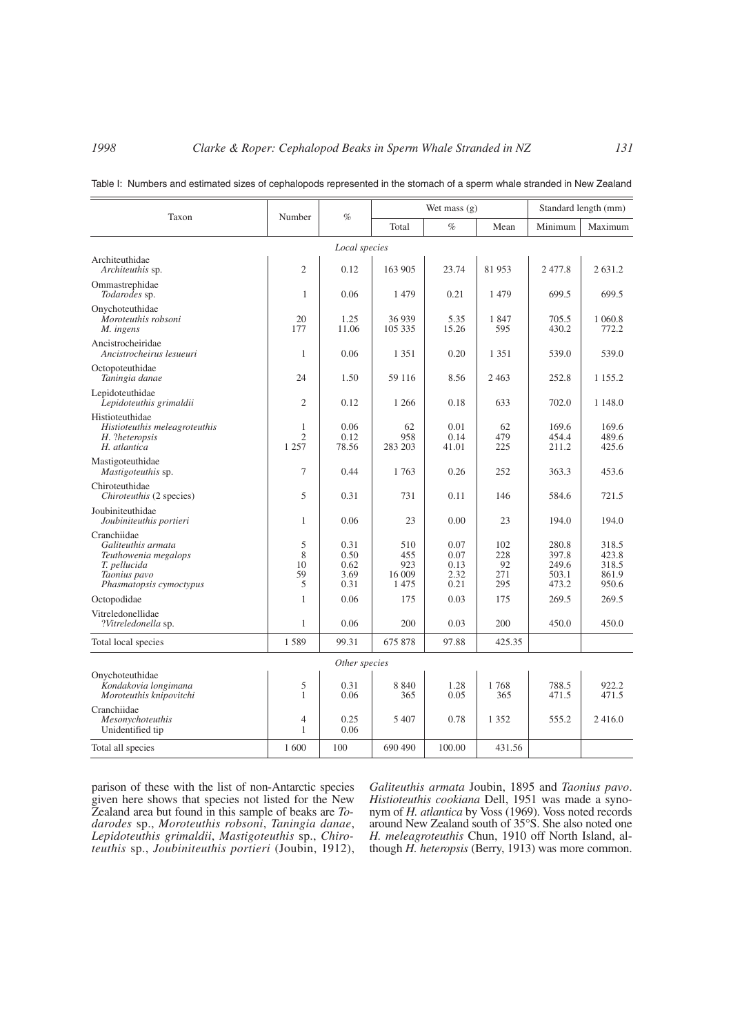Table I: Numbers and estimated sizes of cephalopods represented in the stomach of a sperm whale stranded in New Zealand

| Taxon | Number | % | Wet mass (g) | | | Standard length (mm) | |
|---|---|---|---|---|---|---|---|
| | | | Total | % | Mean | Minimum | Maximum |
| *Local species* | | | | | | | |
| Architeuthidae | | | | | | | |
| *Architeuthis* sp. | 2 | 0.12 | 163 905 | 23.74 | 81 953 | 2 477.8 | 2 631.2 |
| Ommastrephidae | | | | | | | |
| *Todarodes* sp. | 1 | 0.06 | 1 479 | 0.21 | 1 479 | 699.5 | 699.5 |
| Onychoteuthidae | | | | | | | |
| *Moroteuthis robsoni* | 20 | 1.25 | 36 939 | 5.35 | 1 847 | 705.5 | 1 060.8 |
| *M. ingens* | 177 | 11.06 | 105 335 | 15.26 | 595 | 430.2 | 772.2 |
| Ancistrocheiridae | | | | | | | |
| *Ancistrocheirus lesueuri* | 1 | 0.06 | 1 351 | 0.20 | 1 351 | 539.0 | 539.0 |
| Octopoteuthidae | | | | | | | |
| *Taningia danae* | 24 | 1.50 | 59 116 | 8.56 | 2 463 | 252.8 | 1 155.2 |
| Lepidoteuthidae | | | | | | | |
| *Lepidoteuthis grimaldii* | 2 | 0.12 | 1 266 | 0.18 | 633 | 702.0 | 1 148.0 |
| Histioteuthidae | | | | | | | |
| *Histioteuthis meleagroteuthis* | 1 | 0.06 | 62 | 0.01 | 62 | 169.6 | 169.6 |
| *H. ?heteropsis* | 2 | 0.12 | 958 | 0.14 | 479 | 454.4 | 489.6 |
| *H. atlantica* | 1 257 | 78.56 | 283 203 | 41.01 | 225 | 211.2 | 425.6 |
| Mastigoteuthidae | | | | | | | |
| *Mastigoteuthis* sp. | 7 | 0.44 | 1 763 | 0.26 | 252 | 363.3 | 453.6 |
| Chiroteuthidae | | | | | | | |
| *Chiroteuthis* (2 species) | 5 | 0.31 | 731 | 0.11 | 146 | 584.6 | 721.5 |
| Joubiniteuthidae | | | | | | | |
| *Joubiniteuthis portieri* | 1 | 0.06 | 23 | 0.00 | 23 | 194.0 | 194.0 |
| Cranchiidae | | | | | | | |
| *Galiteuthis armata* | 5 | 0.31 | 510 | 0.07 | 102 | 280.8 | 318.5 |
| *Teuthowenia megalops* | 8 | 0.50 | 455 | 0.07 | 228 | 397.8 | 423.8 |
| *T. pellucida* | 10 | 0.62 | 923 | 0.13 | 92 | 249.6 | 318.5 |
| *Taonius pavo* | 59 | 3.69 | 16 009 | 2.32 | 271 | 503.1 | 861.9 |
| *Phasmatopsis cymoctypus* | 5 | 0.31 | 1 475 | 0.21 | 295 | 473.2 | 950.6 |
| Octopodidae | 1 | 0.06 | 175 | 0.03 | 175 | 269.5 | 269.5 |
| Vitreledonellidae | | | | | | | |
| *?Vitreledonella* sp. | 1 | 0.06 | 200 | 0.03 | 200 | 450.0 | 450.0 |
| Total local species | 1 589 | 99.31 | 675 878 | 97.88 | 425.35 | | |
| *Other species* | | | | | | | |
| Onychoteuthidae | | | | | | | |
| *Kondakovia longimana* | 5 | 0.31 | 8 840 | 1.28 | 1 768 | 788.5 | 922.2 |
| *Moroteuthis knipovitchi* | 1 | 0.06 | 365 | 0.05 | 365 | 471.5 | 471.5 |
| Cranchiidae | | | | | | | |
| *Mesonychoteuthis* | 4 | 0.25 | 5 407 | 0.78 | 1 352 | 555.2 | 2 416.0 |
| Unidentified tip | 1 | 0.06 | | | | | |
| Total all species | 1 600 | 100 | 690 490 | 100.00 | 431.56 | | |

parison of these with the list of non-Antarctic species given here shows that species not listed for the New Zealand area but found in this sample of beaks are *Todarodes* sp., *Moroteuthis robsoni*, *Taningia danae*, *Lepidoteuthis grimaldii*, *Mastigoteuthis* sp., *Chiroteuthis* sp., *Joubiniteuthis portieri* (Joubin, 1912), *Galiteuthis armata* Joubin, 1895 and *Taonius pavo*. *Histioteuthis cookiana* Dell, 1951 was made a synonym of *H. atlantica* by Voss (1969). Voss noted records around New Zealand south of 35°S. She also noted one *H. meleagroteuthis* Chun, 1910 off North Island, although *H. heteropsis* (Berry, 1913) was more common.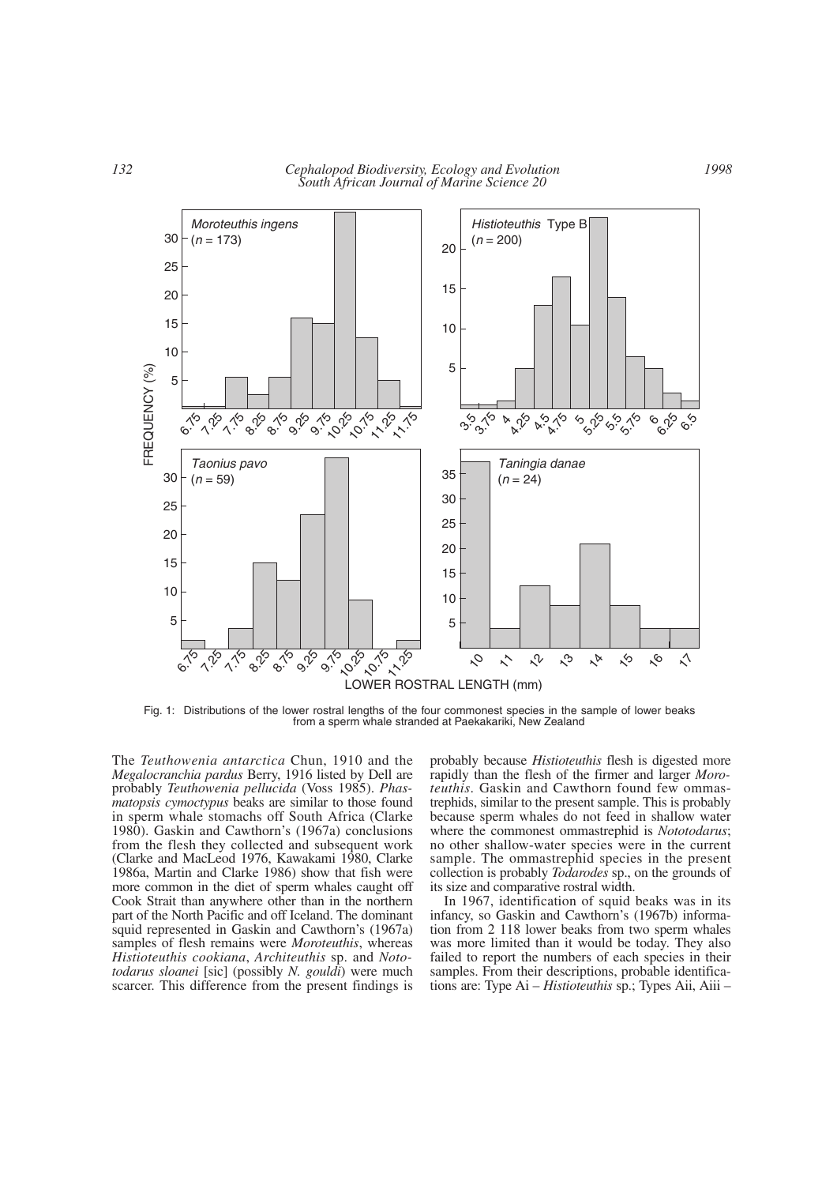Fig. 1: Distributions of the lower rostral lengths of the four commonest species in the sample of lower beaks from a sperm whale stranded at Paekakariki, New Zealand

The *Teuthowenia antarctica* Chun, 1910 and the *Megalocranchia pardus* Berry, 1916 listed by Dell are probably *Teuthowenia pellucida* (Voss 1985). *Phasmatopsis cymoctypus* beaks are similar to those found in sperm whale stomachs off South Africa (Clarke 1980). Gaskin and Cawthorn's (1967a) conclusions from the flesh they collected and subsequent work (Clarke and MacLeod 1976, Kawakami 1980, Clarke 1986a, Martin and Clarke 1986) show that fish were more common in the diet of sperm whales caught off Cook Strait than anywhere other than in the northern part of the North Pacific and off Iceland. The dominant squid represented in Gaskin and Cawthorn's (1967a) samples of flesh remains were *Moroteuthis*, whereas *Histioteuthis cookiana*, *Architeuthis* sp. and *Nototodarus sloanei* [sic] (possibly *N. gouldi*) were much scarcer. This difference from the present findings is probably because *Histioteuthis* flesh is digested more rapidly than the flesh of the firmer and larger *Moroteuthis*. Gaskin and Cawthorn found few ommastrephids, similar to the present sample. This is probably because sperm whales do not feed in shallow water where the commonest ommastrephid is *Nototodarus*; no other shallow-water species were in the current sample. The ommastrephid species in the present collection is probably *Todarodes* sp., on the grounds of its size and comparative rostral width.

In 1967, identification of squid beaks was in its infancy, so Gaskin and Cawthorn's (1967b) information from 2 118 lower beaks from two sperm whales was more limited than it would be today. They also failed to report the numbers of each species in their samples. From their descriptions, probable identifications are: Type Ai – *Histioteuthis* sp.; Types Aii, Aiii –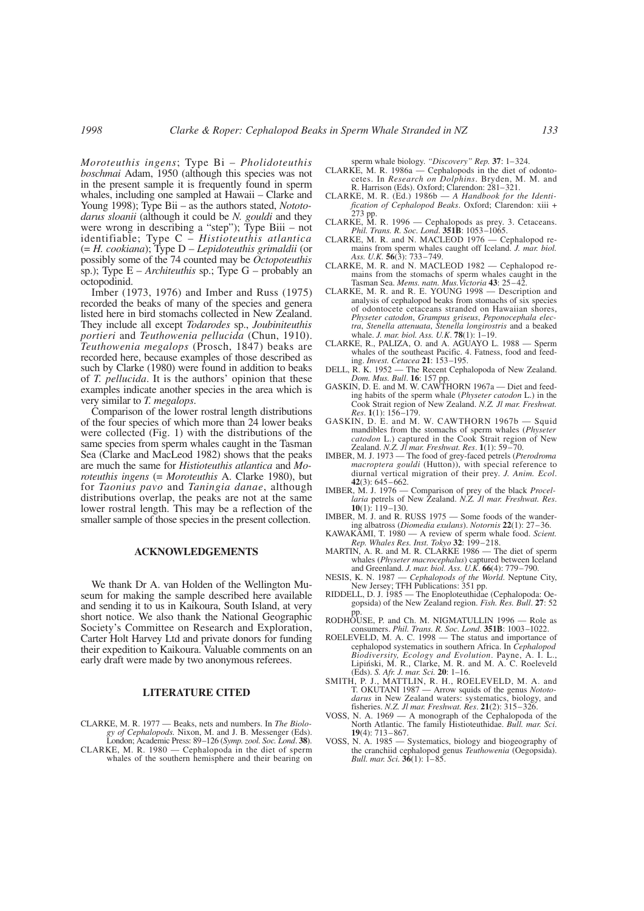*Moroteuthis ingens*; Type Bi – *Pholidoteuthis boschmai* Adam, 1950 (although this species was not in the present sample it is frequently found in sperm whales, including one sampled at Hawaii – Clarke and Young 1998); Type Bii – as the authors stated, *Nototodarus sloanii* (although it could be *N. gouldi* and they were wrong in describing a "step"); Type Biii – not identifiable; Type C – *Histioteuthis atlantica* (= *H. cookiana*); Type D – *Lepidoteuthis grimaldii* (or possibly some of the 74 counted may be *Octopoteuthis* sp.); Type E – *Architeuthis* sp.; Type G – probably an octopodinid.

Imber (1973, 1976) and Imber and Russ (1975) recorded the beaks of many of the species and genera listed here in bird stomachs collected in New Zealand. They include all except *Todarodes* sp., *Joubiniteuthis portieri* and *Teuthowenia pellucida* (Chun, 1910). *Teuthowenia megalops* (Prosch, 1847) beaks are recorded here, because examples of those described as such by Clarke (1980) were found in addition to beaks of *T. pellucida*. It is the authors' opinion that these examples indicate another species in the area which is very similar to *T. megalops*.

Comparison of the lower rostral length distributions of the four species of which more than 24 lower beaks were collected (Fig. 1) with the distributions of the same species from sperm whales caught in the Tasman Sea (Clarke and MacLeod 1982) shows that the peaks are much the same for *Histioteuthis atlantica* and *Moroteuthis ingens* (= *Moroteuthis* A. Clarke 1980), but for *Taonius pavo* and *Taningia danae*, although distributions overlap, the peaks are not at the same lower rostral length. This may be a reflection of the smaller sample of those species in the present collection.

## ACKNOWLEDGEMENTS

We thank Dr A. van Holden of the Wellington Museum for making the sample described here available and sending it to us in Kaikoura, South Island, at very short notice. We also thank the National Geographic Society's Committee on Research and Exploration, Carter Holt Harvey Ltd and private donors for funding their expedition to Kaikoura. Valuable comments on an early draft were made by two anonymous referees.

## LITERATURE CITED

CLARKE, M. R. 1977 — Beaks, nets and numbers. In *The Biology of Cephalopods.* Nixon, M. and J. B. Messenger (Eds). London; Academic Press: 89–126 (*Symp. zool. Soc. Lond*. **38**).

CLARKE, M. R. 1980 — Cephalopoda in the diet of sperm whales of the southern hemisphere and their bearing on sperm whale biology. *"Discovery" Rep.* **37**: 1–324.

CLARKE, M. R. 1986a — Cephalopods in the diet of odontocetes. In *Research on Dolphins*. Bryden, M. M. and R. Harrison (Eds). Oxford; Clarendon: 281–321.

CLARKE, M. R. (Ed.) 1986b — *A Handbook for the Identification of Cephalopod Beaks*. Oxford; Clarendon: xiii + 273 pp.

CLARKE, M. R. 1996 — Cephalopods as prey. 3. Cetaceans. *Phil. Trans. R. Soc. Lond*. **351B**: 1053–1065.

CLARKE, M. R. and N. MACLEOD 1976 — Cephalopod remains from sperm whales caught off Iceland. *J. mar. biol. Ass. U.K.* **56**(3): 733–749.

CLARKE, M. R. and N. MACLEOD 1982 — Cephalopod remains from the stomachs of sperm whales caught in the Tasman Sea. *Mems. natn. Mus.Victoria* **43**: 25–42.

CLARKE, M. R. and R. E. YOUNG 1998 — Description and analysis of cephalopod beaks from stomachs of six species of odontocete cetaceans stranded on Hawaiian shores, *Physeter catodon*, *Grampus griseus*, *Peponocephala electra*, *Stenella attenuata*, *Stenella longirostris* and a beaked whale. *J. mar. biol. Ass. U.K*. **78**(1): 1–19.

CLARKE, R., PALIZA, O. and A. AGUAYO L. 1988 — Sperm whales of the southeast Pacific. 4. Fatness, food and feeding. *Invest. Cetacea* **21**: 153–195.

DELL, R. K. 1952 — The Recent Cephalopoda of New Zealand. *Dom. Mus. Bull*. **16**: 157 pp.

GASKIN, D. E. and M. W. CAWTHORN 1967a — Diet and feeding habits of the sperm whale (*Physeter catodon* L.) in the Cook Strait region of New Zealand. *N.Z. Jl mar. Freshwat. Res*. **1**(1): 156–179.

GASKIN, D. E. and M. W. CAWTHORN 1967b — Squid mandibles from the stomachs of sperm whales (*Physeter catodon* L.) captured in the Cook Strait region of New Zealand. *N.Z. Jl mar. Freshwat. Res*. **1**(1): 59–70.

IMBER, M. J. 1973 — The food of grey-faced petrels (*Pterodroma macroptera gouldi* (Hutton)), with special reference to diurnal vertical migration of their prey. *J. Anim. Ecol*. **42**(3): 645–662.

IMBER, M. J. 1976 — Comparison of prey of the black *Procellaria* petrels of New Zealand. *N.Z. Jl mar. Freshwat. Res*. **10**(1): 119–130.

IMBER, M. J. and R. RUSS 1975 — Some foods of the wandering albatross (*Diomedia exulans*). *Notornis* **22**(1): 27–36.

KAWAKAMI, T. 1980 — A review of sperm whale food. *Scient. Rep. Whales Res. Inst. Tokyo* **32**: 199–218.

MARTIN, A. R. and M. R. CLARKE 1986 — The diet of sperm whales (*Physeter macrocephalus*) captured between Iceland and Greenland. *J. mar. biol. Ass. U.K*. **66**(4): 779–790.

NESIS, K. N. 1987 — *Cephalopods of the World.* Neptune City, New Jersey; TFH Publications: 351 pp.

RIDDELL, D. J. 1985 — The Enoploteuthidae (Cephalopoda: Oegopsida) of the New Zealand region. *Fish. Res. Bull*. **27**: 52 pp.

RODHOUSE, P. and Ch. M. NIGMATULLIN 1996 — Role as consumers. *Phil. Trans. R. Soc. Lond*. **351B**: 1003–1022.

ROELEVELD, M. A. C. 1998 — The status and importance of cephalopod systematics in southern Africa. In *Cephalopod Biodiversity, Ecology and Evolution*. Payne, A. I. L., Lipiński, M. R., Clarke, M. R. and M. A. C. Roeleveld (Eds). *S. Afr. J. mar. Sci.* **20**: 1–16.

SMITH, P. J., MATTLIN, R. H., ROELEVELD, M. A. and T. OKUTANI 1987 — Arrow squids of the genus *Nototodarus* in New Zealand waters: systematics, biology, and fisheries. *N.Z. Jl mar. Freshwat. Res*. **21**(2): 315–326.

VOSS, N. A. 1969 — A monograph of the Cephalopoda of the North Atlantic. The family Histioteuthidae. *Bull. mar. Sci.* **19**(4): 713–867.

VOSS, N. A. 1985 — Systematics, biology and biogeography of the cranchiid cephalopod genus *Teuthowenia* (Oegopsida). *Bull. mar. Sci.* **36**(1): 1–85.